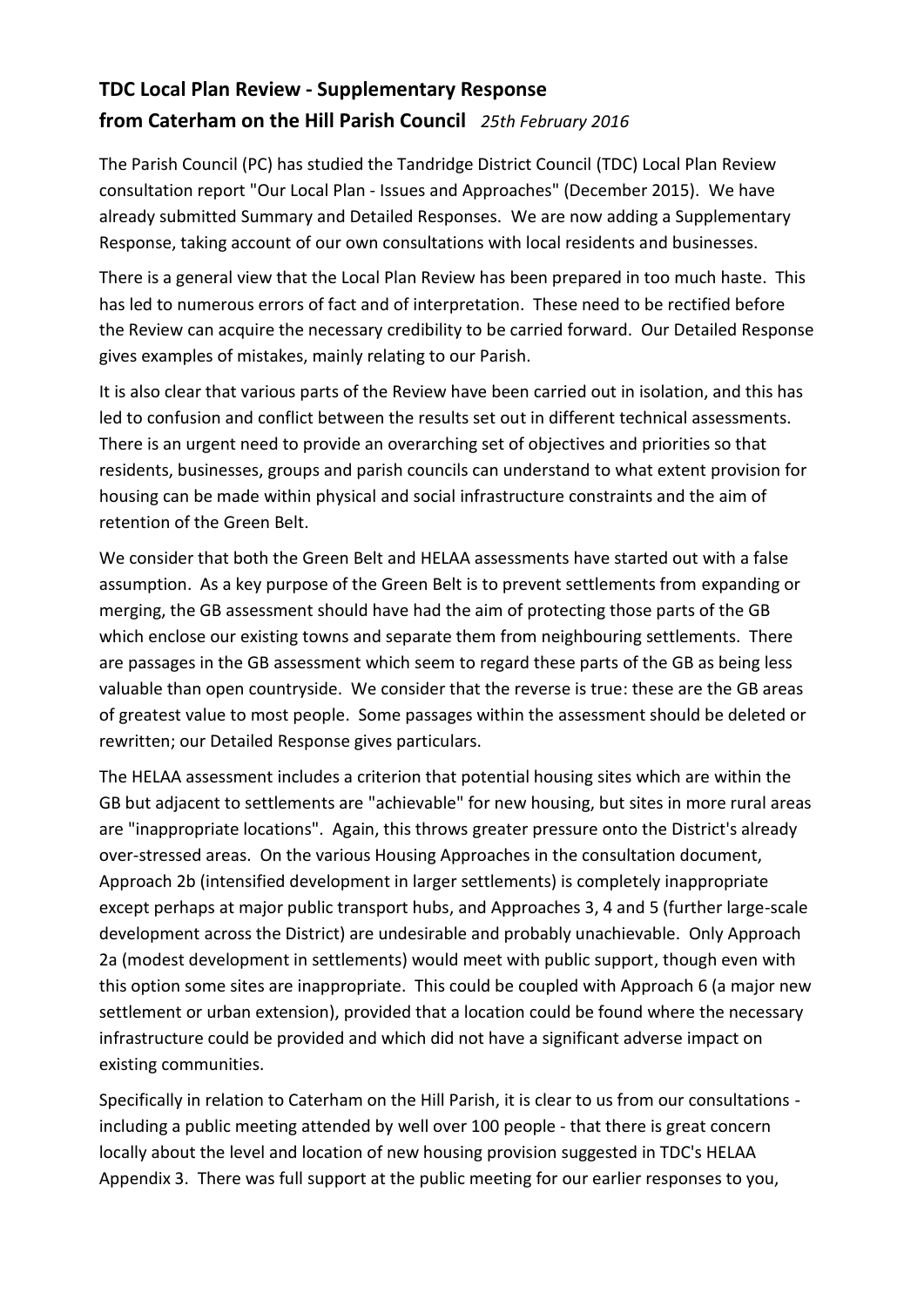## TDC Local Plan Review - Supplementary Response from Caterham on the Hill Parish Council *25th February 2016*

The Parish Council (PC) has studied the Tandridge District Council (TDC) Local Plan Review consultation report "Our Local Plan - Issues and Approaches" (December 2015). We have already submitted Summary and Detailed Responses. We are now adding a Supplementary Response, taking account of our own consultations with local residents and businesses.

There is a general view that the Local Plan Review has been prepared in too much haste. This has led to numerous errors of fact and of interpretation. These need to be rectified before the Review can acquire the necessary credibility to be carried forward. Our Detailed Response gives examples of mistakes, mainly relating to our Parish.

It is also clear that various parts of the Review have been carried out in isolation, and this has led to confusion and conflict between the results set out in different technical assessments. There is an urgent need to provide an overarching set of objectives and priorities so that residents, businesses, groups and parish councils can understand to what extent provision for housing can be made within physical and social infrastructure constraints and the aim of retention of the Green Belt.

We consider that both the Green Belt and HELAA assessments have started out with a false assumption. As a key purpose of the Green Belt is to prevent settlements from expanding or merging, the GB assessment should have had the aim of protecting those parts of the GB which enclose our existing towns and separate them from neighbouring settlements. There are passages in the GB assessment which seem to regard these parts of the GB as being less valuable than open countryside. We consider that the reverse is true: these are the GB areas of greatest value to most people. Some passages within the assessment should be deleted or rewritten; our Detailed Response gives particulars.

The HELAA assessment includes a criterion that potential housing sites which are within the GB but adjacent to settlements are "achievable" for new housing, but sites in more rural areas are "inappropriate locations". Again, this throws greater pressure onto the District's already over-stressed areas. On the various Housing Approaches in the consultation document, Approach 2b (intensified development in larger settlements) is completely inappropriate except perhaps at major public transport hubs, and Approaches 3, 4 and 5 (further large-scale development across the District) are undesirable and probably unachievable. Only Approach 2a (modest development in settlements) would meet with public support, though even with this option some sites are inappropriate. This could be coupled with Approach 6 (a major new settlement or urban extension), provided that a location could be found where the necessary infrastructure could be provided and which did not have a significant adverse impact on existing communities.

Specifically in relation to Caterham on the Hill Parish, it is clear to us from our consultations - including a public meeting attended by well over 100 people - that there is great concern locally about the level and location of new housing provision suggested in TDC's HELAA Appendix 3. There was full support at the public meeting for our earlier responses to you,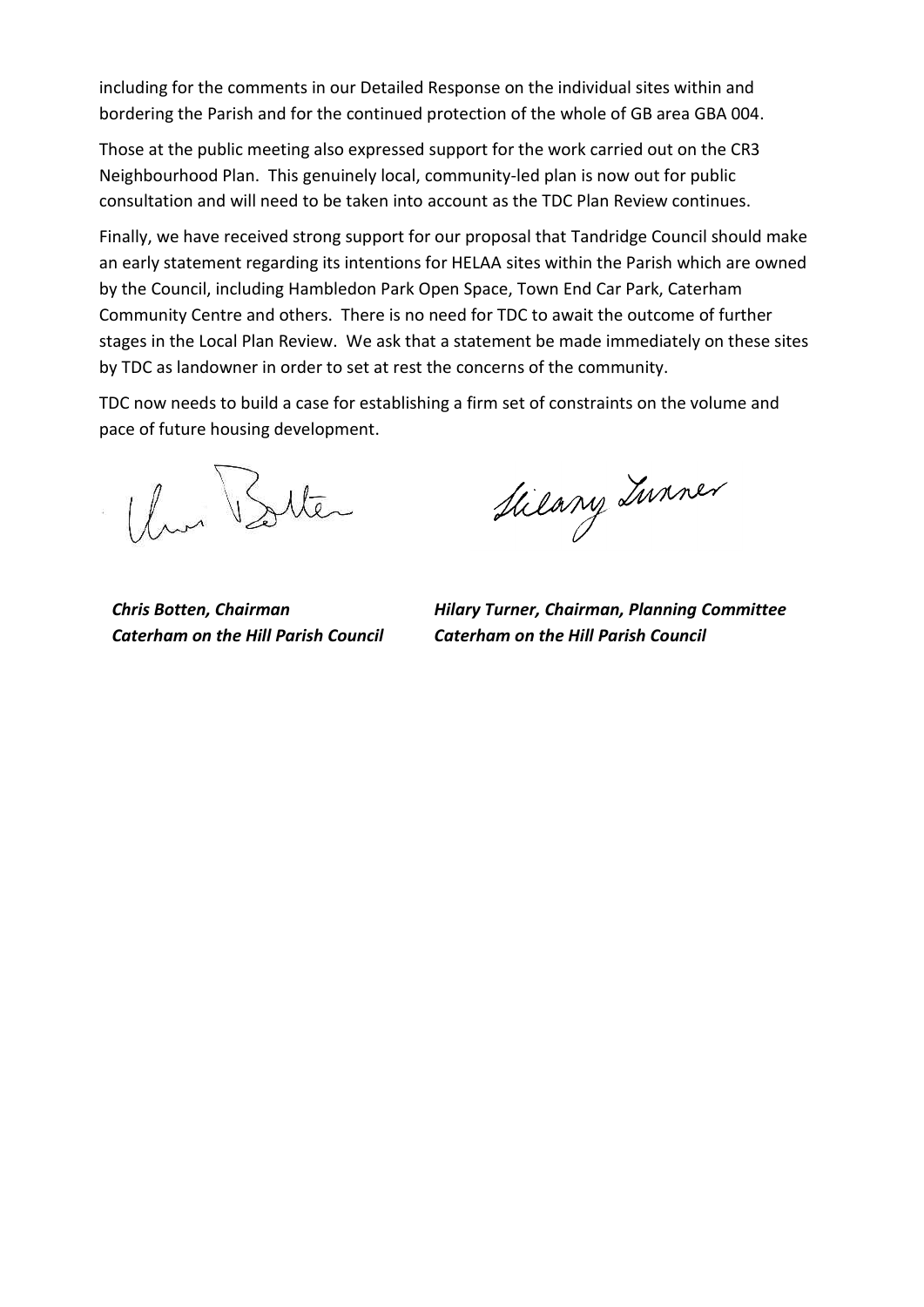including for the comments in our Detailed Response on the individual sites within and bordering the Parish and for the continued protection of the whole of GB area GBA 004.

Those at the public meeting also expressed support for the work carried out on the CR3 Neighbourhood Plan. This genuinely local, community-led plan is now out for public consultation and will need to be taken into account as the TDC Plan Review continues.

Finally, we have received strong support for our proposal that Tandridge Council should make an early statement regarding its intentions for HELAA sites within the Parish which are owned by the Council, including Hambledon Park Open Space, Town End Car Park, Caterham Community Centre and others. There is no need for TDC to await the outcome of further stages in the Local Plan Review. We ask that a statement be made immediately on these sites by TDC as landowner in order to set at rest the concerns of the community.

TDC now needs to build a case for establishing a firm set of constraints on the volume and pace of future housing development.

***Chris Botten, Chairman***
***Caterham on the Hill Parish Council***

***Hilary Turner, Chairman, Planning Committee***
***Caterham on the Hill Parish Council***